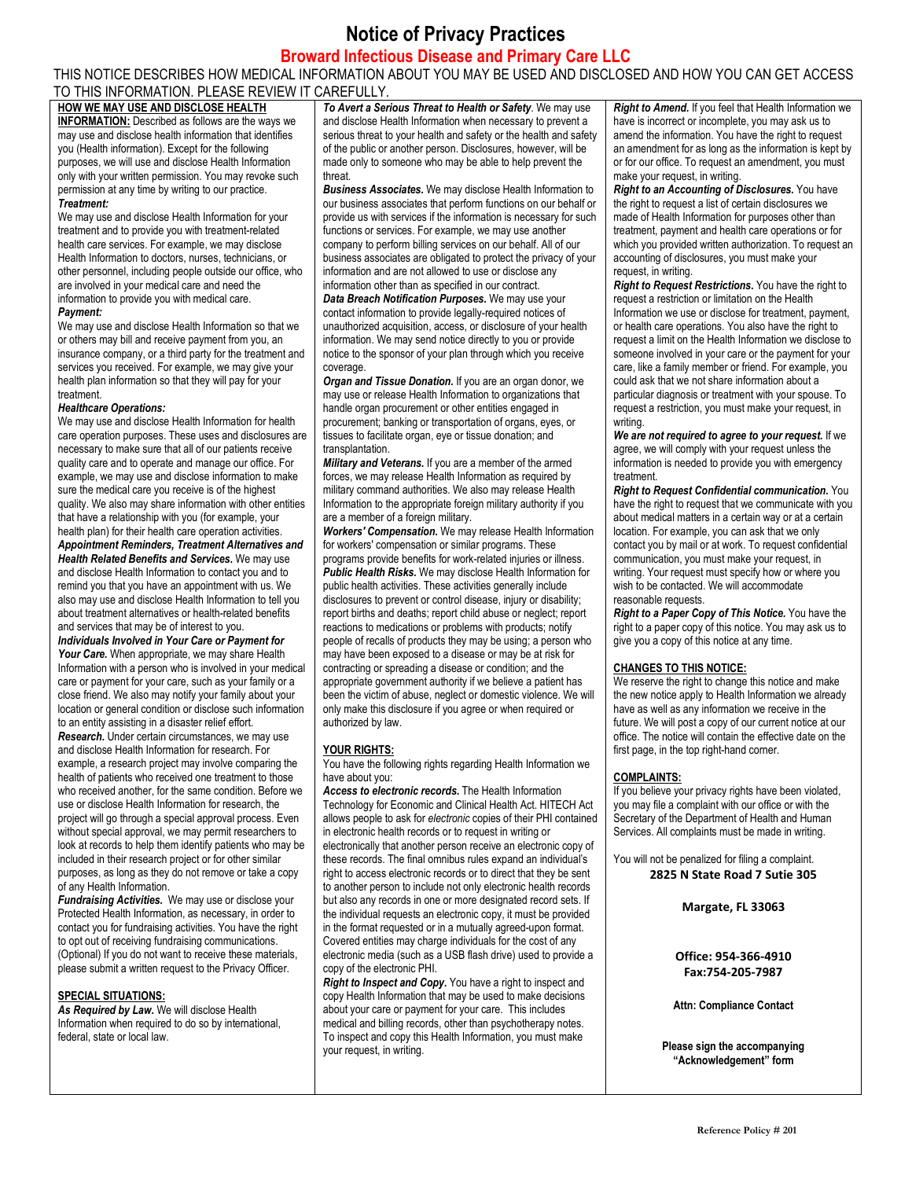# Notice of Privacy Practices

## Broward Infectious Disease and Primary Care LLC

THIS NOTICE DESCRIBES HOW MEDICAL INFORMATION ABOUT YOU MAY BE USED AND DISCLOSED AND HOW YOU CAN GET ACCESS TO THIS INFORMATION. PLEASE REVIEW IT CAREFULLY.

**HOW WE MAY USE AND DISCLOSE HEALTH INFORMATION:** Described as follows are the ways we may use and disclose health information that identifies you (Health information). Except for the following purposes, we will use and disclose Health Information only with your written permission. You may revoke such permission at any time by writing to our practice.

***Treatment:***

We may use and disclose Health Information for your treatment and to provide you with treatment-related health care services. For example, we may disclose Health Information to doctors, nurses, technicians, or other personnel, including people outside our office, who are involved in your medical care and need the information to provide you with medical care.

***Payment:***

We may use and disclose Health Information so that we or others may bill and receive payment from you, an insurance company, or a third party for the treatment and services you received. For example, we may give your health plan information so that they will pay for your treatment.

***Healthcare Operations:***

We may use and disclose Health Information for health care operation purposes. These uses and disclosures are necessary to make sure that all of our patients receive quality care and to operate and manage our office. For example, we may use and disclose information to make sure the medical care you receive is of the highest quality. We also may share information with other entities that have a relationship with you (for example, your health plan) for their health care operation activities.

***Appointment Reminders, Treatment Alternatives and Health Related Benefits and Services.*** We may use and disclose Health Information to contact you and to remind you that you have an appointment with us. We also may use and disclose Health Information to tell you about treatment alternatives or health-related benefits and services that may be of interest to you.

***Individuals Involved in Your Care or Payment for Your Care.*** When appropriate, we may share Health Information with a person who is involved in your medical care or payment for your care, such as your family or a close friend. We also may notify your family about your location or general condition or disclose such information to an entity assisting in a disaster relief effort.

***Research.*** Under certain circumstances, we may use and disclose Health Information for research. For example, a research project may involve comparing the health of patients who received one treatment to those who received another, for the same condition. Before we use or disclose Health Information for research, the project will go through a special approval process. Even without special approval, we may permit researchers to look at records to help them identify patients who may be included in their research project or for other similar purposes, as long as they do not remove or take a copy of any Health Information.

***Fundraising Activities.*** We may use or disclose your Protected Health Information, as necessary, in order to contact you for fundraising activities. You have the right to opt out of receiving fundraising communications. (Optional) If you do not want to receive these materials, please submit a written request to the Privacy Officer.

**SPECIAL SITUATIONS:**

***As Required by Law.*** We will disclose Health Information when required to do so by international, federal, state or local law.

***To Avert a Serious Threat to Health or Safety.*** We may use and disclose Health Information when necessary to prevent a serious threat to your health and safety or the health and safety of the public or another person. Disclosures, however, will be made only to someone who may be able to help prevent the threat.

***Business Associates.*** We may disclose Health Information to our business associates that perform functions on our behalf or provide us with services if the information is necessary for such functions or services. For example, we may use another company to perform billing services on our behalf. All of our business associates are obligated to protect the privacy of your information and are not allowed to use or disclose any information other than as specified in our contract.

***Data Breach Notification Purposes.*** We may use your contact information to provide legally-required notices of unauthorized acquisition, access, or disclosure of your health information. We may send notice directly to you or provide notice to the sponsor of your plan through which you receive coverage.

***Organ and Tissue Donation.*** If you are an organ donor, we may use or release Health Information to organizations that handle organ procurement or other entities engaged in procurement; banking or transportation of organs, eyes, or tissues to facilitate organ, eye or tissue donation; and transplantation.

***Military and Veterans.*** If you are a member of the armed forces, we may release Health Information as required by military command authorities. We also may release Health Information to the appropriate foreign military authority if you are a member of a foreign military.

***Workers' Compensation.*** We may release Health Information for workers' compensation or similar programs. These programs provide benefits for work-related injuries or illness.

***Public Health Risks.*** We may disclose Health Information for public health activities. These activities generally include disclosures to prevent or control disease, injury or disability; report births and deaths; report child abuse or neglect; report reactions to medications or problems with products; notify people of recalls of products they may be using; a person who may have been exposed to a disease or may be at risk for contracting or spreading a disease or condition; and the appropriate government authority if we believe a patient has been the victim of abuse, neglect or domestic violence. We will only make this disclosure if you agree or when required or authorized by law.

**YOUR RIGHTS:**

You have the following rights regarding Health Information we have about you:

***Access to electronic records.*** The Health Information Technology for Economic and Clinical Health Act. HITECH Act allows people to ask for *electronic* copies of their PHI contained in electronic health records or to request in writing or electronically that another person receive an electronic copy of these records. The final omnibus rules expand an individual's right to access electronic records or to direct that they be sent to another person to include not only electronic health records but also any records in one or more designated record sets. If the individual requests an electronic copy, it must be provided in the format requested or in a mutually agreed-upon format. Covered entities may charge individuals for the cost of any electronic media (such as a USB flash drive) used to provide a copy of the electronic PHI.

***Right to Inspect and Copy.*** You have a right to inspect and copy Health Information that may be used to make decisions about your care or payment for your care. This includes medical and billing records, other than psychotherapy notes. To inspect and copy this Health Information, you must make your request, in writing.

***Right to Amend.*** If you feel that Health Information we have is incorrect or incomplete, you may ask us to amend the information. You have the right to request an amendment for as long as the information is kept by or for our office. To request an amendment, you must make your request, in writing.

***Right to an Accounting of Disclosures.*** You have the right to request a list of certain disclosures we made of Health Information for purposes other than treatment, payment and health care operations or for which you provided written authorization. To request an accounting of disclosures, you must make your request, in writing.

***Right to Request Restrictions.*** You have the right to request a restriction or limitation on the Health Information we use or disclose for treatment, payment, or health care operations. You also have the right to request a limit on the Health Information we disclose to someone involved in your care or the payment for your care, like a family member or friend. For example, you could ask that we not share information about a particular diagnosis or treatment with your spouse. To request a restriction, you must make your request, in writing.

***We are not required to agree to your request.*** If we agree, we will comply with your request unless the information is needed to provide you with emergency treatment.

***Right to Request Confidential communication.*** You have the right to request that we communicate with you about medical matters in a certain way or at a certain location. For example, you can ask that we only contact you by mail or at work. To request confidential communication, you must make your request, in writing. Your request must specify how or where you wish to be contacted. We will accommodate reasonable requests.

***Right to a Paper Copy of This Notice.*** You have the right to a paper copy of this notice. You may ask us to give you a copy of this notice at any time.

**CHANGES TO THIS NOTICE:**

We reserve the right to change this notice and make the new notice apply to Health Information we already have as well as any information we receive in the future. We will post a copy of our current notice at our office. The notice will contain the effective date on the first page, in the top right-hand corner.

**COMPLAINTS:**

If you believe your privacy rights have been violated, you may file a complaint with our office or with the Secretary of the Department of Health and Human Services. All complaints must be made in writing.

You will not be penalized for filing a complaint.

**2825 N State Road 7 Sutie 305**

**Margate, FL 33063**

**Office: 954-366-4910**
**Fax:754-205-7987**

**Attn: Compliance Contact**

**Please sign the accompanying "Acknowledgement" form**

**Reference Policy # 201**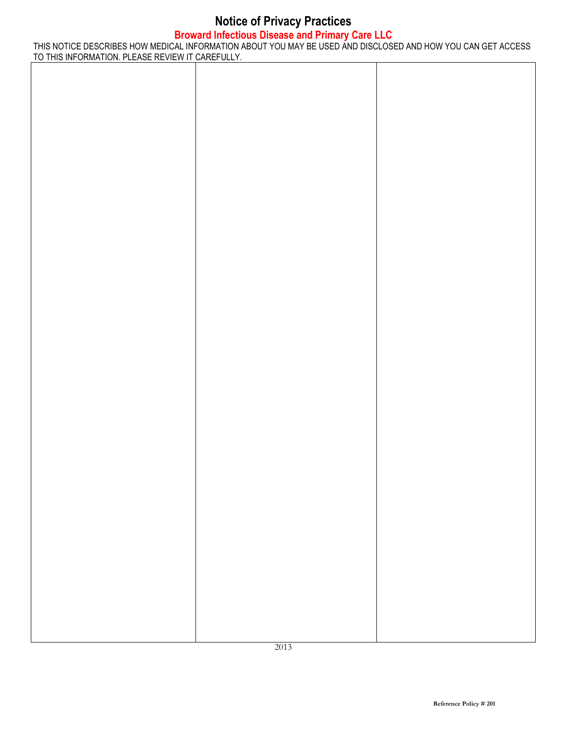# Notice of Privacy Practices

## Broward Infectious Disease and Primary Care LLC

THIS NOTICE DESCRIBES HOW MEDICAL INFORMATION ABOUT YOU MAY BE USED AND DISCLOSED AND HOW YOU CAN GET ACCESS TO THIS INFORMATION. PLEASE REVIEW IT CAREFULLY.

| | | |
|---|---|---|
| | | |

2013

**Reference Policy # 201**